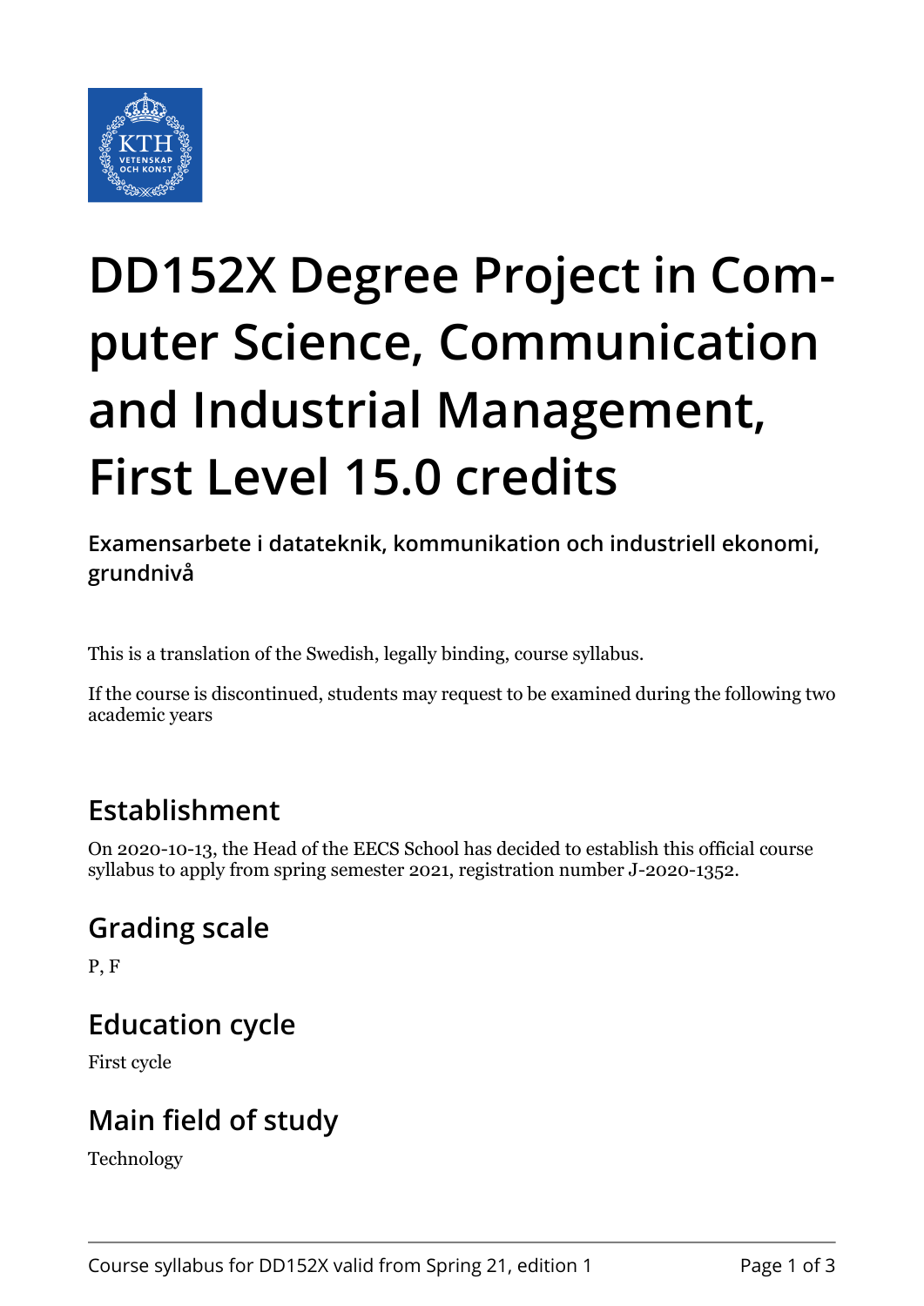# DD152X Degree Project in Computer Science, Communication and Industrial Management, First Level 15.0 credits

**Examensarbete i datateknik, kommunikation och industriell ekonomi, grundnivå**

This is a translation of the Swedish, legally binding, course syllabus.

If the course is discontinued, students may request to be examined during the following two academic years

## Establishment

On 2020-10-13, the Head of the EECS School has decided to establish this official course syllabus to apply from spring semester 2021, registration number J-2020-1352.

## Grading scale

P, F

## Education cycle

First cycle

## Main field of study

Technology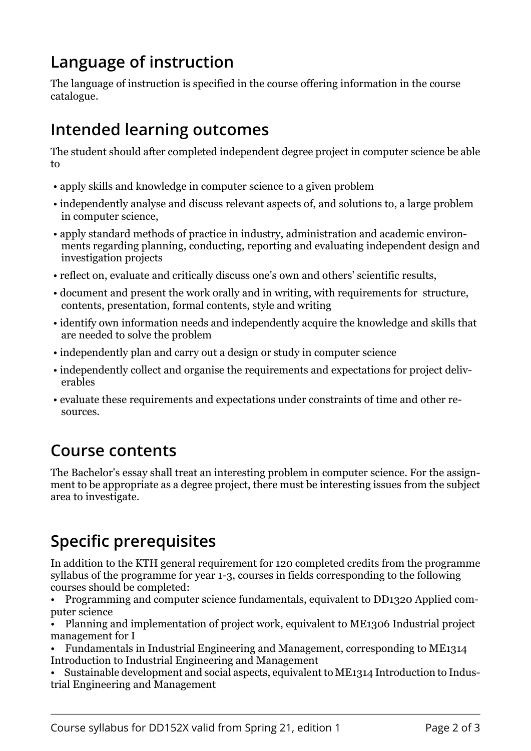## Language of instruction

The language of instruction is specified in the course offering information in the course catalogue.

## Intended learning outcomes

The student should after completed independent degree project in computer science be able to

- apply skills and knowledge in computer science to a given problem
- independently analyse and discuss relevant aspects of, and solutions to, a large problem in computer science,
- apply standard methods of practice in industry, administration and academic environments regarding planning, conducting, reporting and evaluating independent design and investigation projects
- reflect on, evaluate and critically discuss one's own and others' scientific results,
- document and present the work orally and in writing, with requirements for structure, contents, presentation, formal contents, style and writing
- identify own information needs and independently acquire the knowledge and skills that are needed to solve the problem
- independently plan and carry out a design or study in computer science
- independently collect and organise the requirements and expectations for project deliverables
- evaluate these requirements and expectations under constraints of time and other resources.

## Course contents

The Bachelor's essay shall treat an interesting problem in computer science. For the assignment to be appropriate as a degree project, there must be interesting issues from the subject area to investigate.

## Specific prerequisites

In addition to the KTH general requirement for 120 completed credits from the programme syllabus of the programme for year 1-3, courses in fields corresponding to the following courses should be completed:

- Programming and computer science fundamentals, equivalent to DD1320 Applied computer science
- Planning and implementation of project work, equivalent to ME1306 Industrial project management for I
- Fundamentals in Industrial Engineering and Management, corresponding to ME1314 Introduction to Industrial Engineering and Management
- Sustainable development and social aspects, equivalent to ME1314 Introduction to Industrial Engineering and Management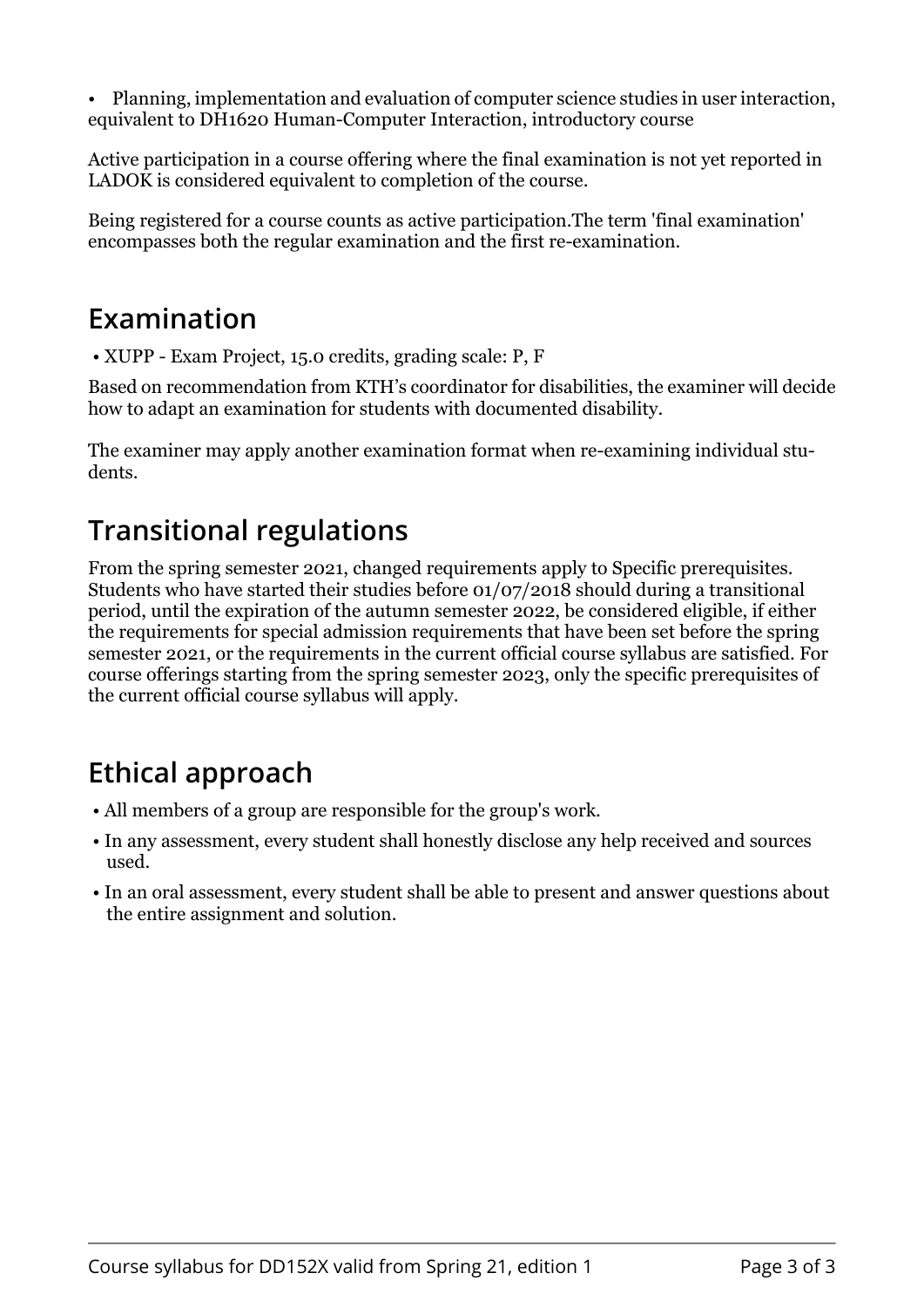- Planning, implementation and evaluation of computer science studies in user interaction, equivalent to DH1620 Human-Computer Interaction, introductory course

Active participation in a course offering where the final examination is not yet reported in LADOK is considered equivalent to completion of the course.

Being registered for a course counts as active participation.The term 'final examination' encompasses both the regular examination and the first re-examination.

## Examination

- XUPP - Exam Project, 15.0 credits, grading scale: P, F

Based on recommendation from KTH's coordinator for disabilities, the examiner will decide how to adapt an examination for students with documented disability.

The examiner may apply another examination format when re-examining individual students.

## Transitional regulations

From the spring semester 2021, changed requirements apply to Specific prerequisites. Students who have started their studies before 01/07/2018 should during a transitional period, until the expiration of the autumn semester 2022, be considered eligible, if either the requirements for special admission requirements that have been set before the spring semester 2021, or the requirements in the current official course syllabus are satisfied. For course offerings starting from the spring semester 2023, only the specific prerequisites of the current official course syllabus will apply.

## Ethical approach

- All members of a group are responsible for the group's work.
- In any assessment, every student shall honestly disclose any help received and sources used.
- In an oral assessment, every student shall be able to present and answer questions about the entire assignment and solution.